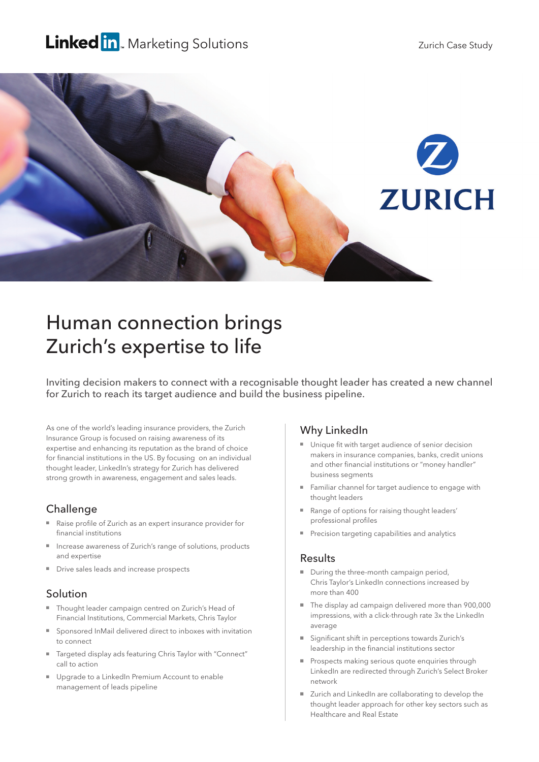LinkedIn Marketing Solutions

Zurich Case Study

# Human connection brings Zurich's expertise to life

Inviting decision makers to connect with a recognisable thought leader has created a new channel for Zurich to reach its target audience and build the business pipeline.

As one of the world's leading insurance providers, the Zurich Insurance Group is focused on raising awareness of its expertise and enhancing its reputation as the brand of choice for financial institutions in the US. By focusing on an individual thought leader, LinkedIn's strategy for Zurich has delivered strong growth in awareness, engagement and sales leads.

## Challenge

- Raise profile of Zurich as an expert insurance provider for financial institutions
- Increase awareness of Zurich's range of solutions, products and expertise
- Drive sales leads and increase prospects

## Solution

- Thought leader campaign centred on Zurich's Head of Financial Institutions, Commercial Markets, Chris Taylor
- Sponsored InMail delivered direct to inboxes with invitation to connect
- Targeted display ads featuring Chris Taylor with "Connect" call to action
- Upgrade to a LinkedIn Premium Account to enable management of leads pipeline

## Why LinkedIn

- Unique fit with target audience of senior decision makers in insurance companies, banks, credit unions and other financial institutions or "money handler" business segments
- Familiar channel for target audience to engage with thought leaders
- Range of options for raising thought leaders' professional profiles
- Precision targeting capabilities and analytics

## Results

- During the three-month campaign period, Chris Taylor's LinkedIn connections increased by more than 400
- The display ad campaign delivered more than 900,000 impressions, with a click-through rate 3x the LinkedIn average
- Significant shift in perceptions towards Zurich's leadership in the financial institutions sector
- Prospects making serious quote enquiries through LinkedIn are redirected through Zurich's Select Broker network
- Zurich and LinkedIn are collaborating to develop the thought leader approach for other key sectors such as Healthcare and Real Estate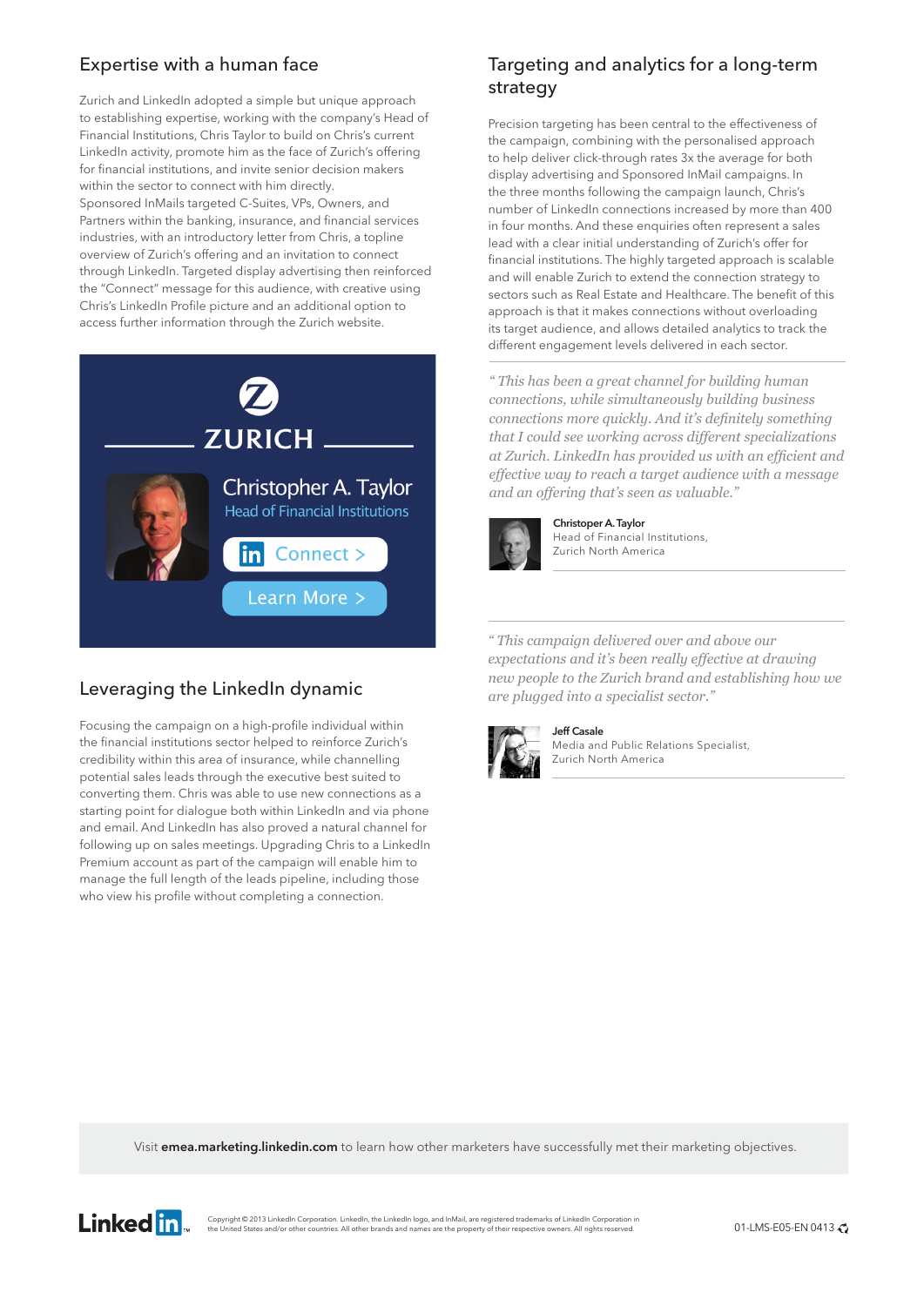## Expertise with a human face

Zurich and LinkedIn adopted a simple but unique approach to establishing expertise, working with the company's Head of Financial Institutions, Chris Taylor to build on Chris's current LinkedIn activity, promote him as the face of Zurich's offering for financial institutions, and invite senior decision makers within the sector to connect with him directly. Sponsored InMails targeted C-Suites, VPs, Owners, and Partners within the banking, insurance, and financial services industries, with an introductory letter from Chris, a topline overview of Zurich's offering and an invitation to connect through LinkedIn. Targeted display advertising then reinforced the "Connect" message for this audience, with creative using Chris's LinkedIn Profile picture and an additional option to access further information through the Zurich website.

ZURICH

Christopher A. Taylor
Head of Financial Institutions

Connect >

Learn More >

## Leveraging the LinkedIn dynamic

Focusing the campaign on a high-profile individual within the financial institutions sector helped to reinforce Zurich's credibility within this area of insurance, while channelling potential sales leads through the executive best suited to converting them. Chris was able to use new connections as a starting point for dialogue both within LinkedIn and via phone and email. And LinkedIn has also proved a natural channel for following up on sales meetings. Upgrading Chris to a LinkedIn Premium account as part of the campaign will enable him to manage the full length of the leads pipeline, including those who view his profile without completing a connection.

## Targeting and analytics for a long-term strategy

Precision targeting has been central to the effectiveness of the campaign, combining with the personalised approach to help deliver click-through rates 3x the average for both display advertising and Sponsored InMail campaigns. In the three months following the campaign launch, Chris's number of LinkedIn connections increased by more than 400 in four months. And these enquiries often represent a sales lead with a clear initial understanding of Zurich's offer for financial institutions. The highly targeted approach is scalable and will enable Zurich to extend the connection strategy to sectors such as Real Estate and Healthcare. The benefit of this approach is that it makes connections without overloading its target audience, and allows detailed analytics to track the different engagement levels delivered in each sector.

*" This has been a great channel for building human connections, while simultaneously building business connections more quickly. And it's definitely something that I could see working across different specializations at Zurich. LinkedIn has provided us with an efficient and effective way to reach a target audience with a message and an offering that's seen as valuable."*

**Christoper A. Taylor**
Head of Financial Institutions,
Zurich North America

*" This campaign delivered over and above our expectations and it's been really effective at drawing new people to the Zurich brand and establishing how we are plugged into a specialist sector."*

**Jeff Casale**
Media and Public Relations Specialist,
Zurich North America

Visit **emea.marketing.linkedin.com** to learn how other marketers have successfully met their marketing objectives.

Copyright © 2013 LinkedIn Corporation. LinkedIn, the LinkedIn logo, and InMail, are registered trademarks of LinkedIn Corporation in the United States and/or other countries. All other brands and names are the property of their respective owners. All rights reserved.

01-LMS-E05-EN 0413